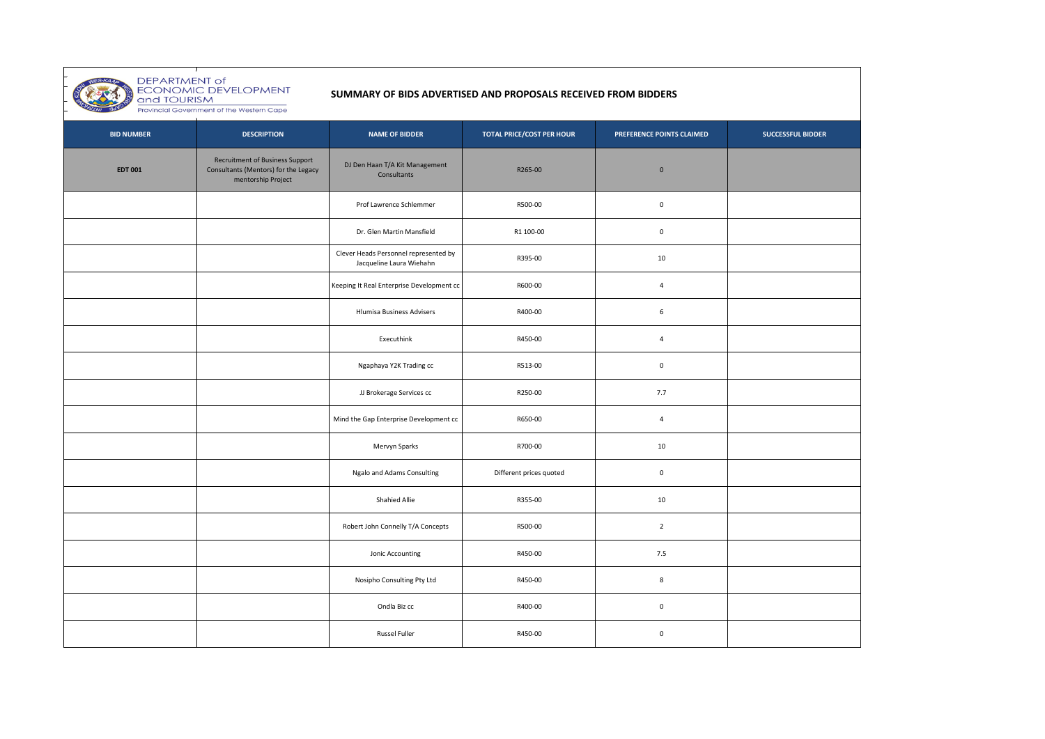DEPARTMENT of ECONOMIC DEVELOPMENT and TOURISM
Provincial Government of the Western Cape

## SUMMARY OF BIDS ADVERTISED AND PROPOSALS RECEIVED FROM BIDDERS

| BID NUMBER | DESCRIPTION | NAME OF BIDDER | TOTAL PRICE/COST PER HOUR | PREFERENCE POINTS CLAIMED | SUCCESSFUL BIDDER |
|---|---|---|---|---|---|
| **EDT 001** | Recruitment of Business Support Consultants (Mentors) for the Legacy mentorship Project | DJ Den Haan T/A Kit Management Consultants | R265-00 | 0 | |
| | | Prof Lawrence Schlemmer | R500-00 | 0 | |
| | | Dr. Glen Martin Mansfield | R1 100-00 | 0 | |
| | | Clever Heads Personnel represented by Jacqueline Laura Wiehahn | R395-00 | 10 | |
| | | Keeping It Real Enterprise Development cc | R600-00 | 4 | |
| | | Hlumisa Business Advisers | R400-00 | 6 | |
| | | Executhink | R450-00 | 4 | |
| | | Ngaphaya Y2K Trading cc | R513-00 | 0 | |
| | | JJ Brokerage Services cc | R250-00 | 7.7 | |
| | | Mind the Gap Enterprise Development cc | R650-00 | 4 | |
| | | Mervyn Sparks | R700-00 | 10 | |
| | | Ngalo and Adams Consulting | Different prices quoted | 0 | |
| | | Shahied Allie | R355-00 | 10 | |
| | | Robert John Connelly T/A Concepts | R500-00 | 2 | |
| | | Jonic Accounting | R450-00 | 7.5 | |
| | | Nosipho Consulting Pty Ltd | R450-00 | 8 | |
| | | Ondla Biz cc | R400-00 | 0 | |
| | | Russel Fuller | R450-00 | 0 | |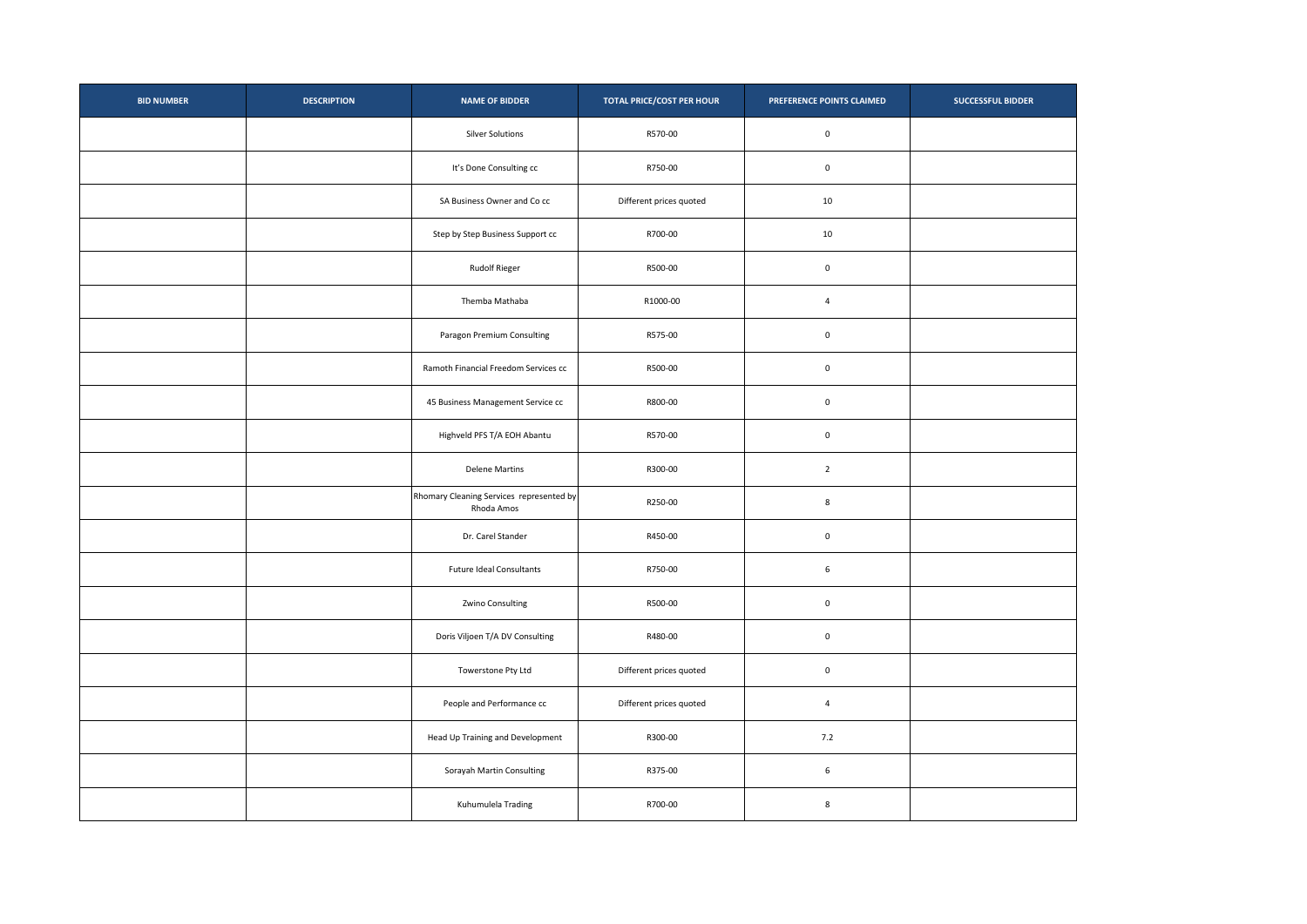| BID NUMBER | DESCRIPTION | NAME OF BIDDER | TOTAL PRICE/COST PER HOUR | PREFERENCE POINTS CLAIMED | SUCCESSFUL BIDDER |
|---|---|---|---|---|---|
| | | Silver Solutions | R570-00 | 0 | |
| | | It's Done Consulting cc | R750-00 | 0 | |
| | | SA Business Owner and Co cc | Different prices quoted | 10 | |
| | | Step by Step Business Support cc | R700-00 | 10 | |
| | | Rudolf Rieger | R500-00 | 0 | |
| | | Themba Mathaba | R1000-00 | 4 | |
| | | Paragon Premium Consulting | R575-00 | 0 | |
| | | Ramoth Financial Freedom Services cc | R500-00 | 0 | |
| | | 45 Business Management Service cc | R800-00 | 0 | |
| | | Highveld PFS T/A EOH Abantu | R570-00 | 0 | |
| | | Delene Martins | R300-00 | 2 | |
| | | Rhomary Cleaning Services represented by Rhoda Amos | R250-00 | 8 | |
| | | Dr. Carel Stander | R450-00 | 0 | |
| | | Future Ideal Consultants | R750-00 | 6 | |
| | | Zwino Consulting | R500-00 | 0 | |
| | | Doris Viljoen T/A DV Consulting | R480-00 | 0 | |
| | | Towerstone Pty Ltd | Different prices quoted | 0 | |
| | | People and Performance cc | Different prices quoted | 4 | |
| | | Head Up Training and Development | R300-00 | 7.2 | |
| | | Sorayah Martin Consulting | R375-00 | 6 | |
| | | Kuhumulela Trading | R700-00 | 8 | |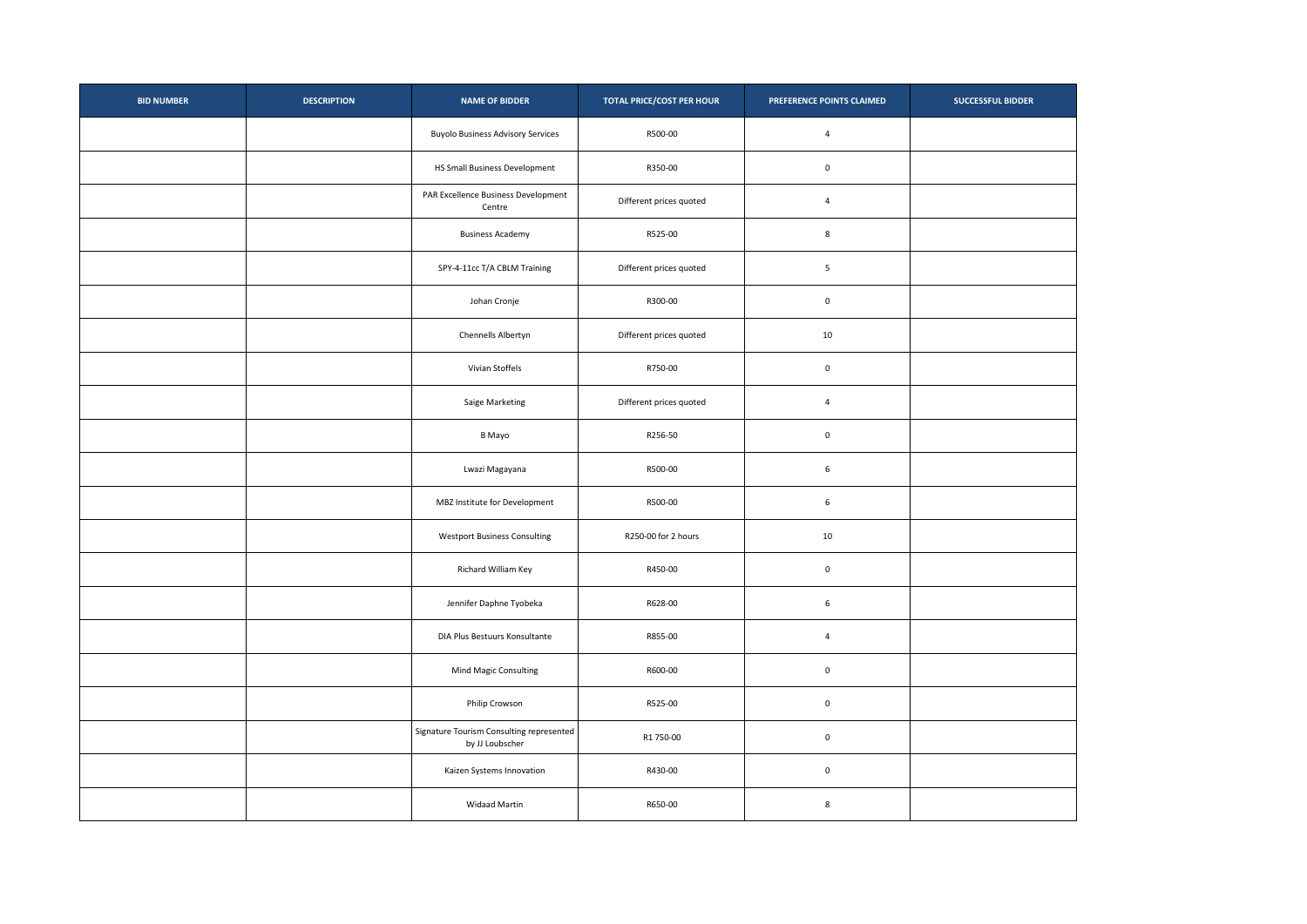| BID NUMBER | DESCRIPTION | NAME OF BIDDER | TOTAL PRICE/COST PER HOUR | PREFERENCE POINTS CLAIMED | SUCCESSFUL BIDDER |
|---|---|---|---|---|---|
| | | Buyolo Business Advisory Services | R500-00 | 4 | |
| | | HS Small Business Development | R350-00 | 0 | |
| | | PAR Excellence Business Development Centre | Different prices quoted | 4 | |
| | | Business Academy | R525-00 | 8 | |
| | | SPY-4-11cc T/A CBLM Training | Different prices quoted | 5 | |
| | | Johan Cronje | R300-00 | 0 | |
| | | Chennells Albertyn | Different prices quoted | 10 | |
| | | Vivian Stoffels | R750-00 | 0 | |
| | | Saige Marketing | Different prices quoted | 4 | |
| | | B Mayo | R256-50 | 0 | |
| | | Lwazi Magayana | R500-00 | 6 | |
| | | MBZ Institute for Development | R500-00 | 6 | |
| | | Westport Business Consulting | R250-00 for 2 hours | 10 | |
| | | Richard William Key | R450-00 | 0 | |
| | | Jennifer Daphne Tyobeka | R628-00 | 6 | |
| | | DIA Plus Bestuurs Konsultante | R855-00 | 4 | |
| | | Mind Magic Consulting | R600-00 | 0 | |
| | | Philip Crowson | R525-00 | 0 | |
| | | Signature Tourism Consulting represented by JJ Loubscher | R1 750-00 | 0 | |
| | | Kaizen Systems Innovation | R430-00 | 0 | |
| | | Widaad Martin | R650-00 | 8 | |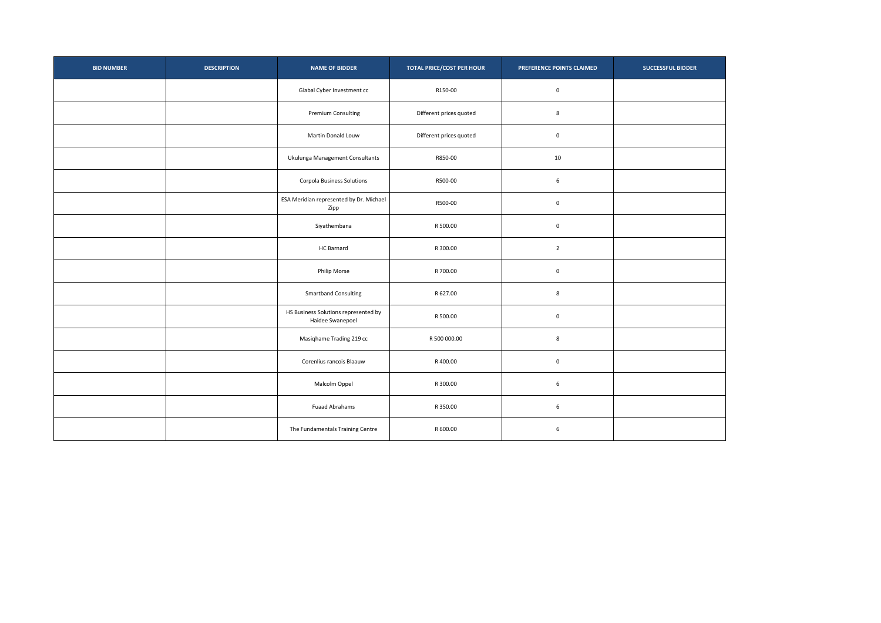| BID NUMBER | DESCRIPTION | NAME OF BIDDER | TOTAL PRICE/COST PER HOUR | PREFERENCE POINTS CLAIMED | SUCCESSFUL BIDDER |
|---|---|---|---|---|---|
| | | Glabal Cyber Investment cc | R150-00 | 0 | |
| | | Premium Consulting | Different prices quoted | 8 | |
| | | Martin Donald Louw | Different prices quoted | 0 | |
| | | Ukulunga Management Consultants | R850-00 | 10 | |
| | | Corpola Business Solutions | R500-00 | 6 | |
| | | ESA Meridian represented by Dr. Michael Zipp | R500-00 | 0 | |
| | | Siyathembana | R 500.00 | 0 | |
| | | HC Barnard | R 300.00 | 2 | |
| | | Philip Morse | R 700.00 | 0 | |
| | | Smartband Consulting | R 627.00 | 8 | |
| | | HS Business Solutions represented by Haidee Swanepoel | R 500.00 | 0 | |
| | | Masiqhame Trading 219 cc | R 500 000.00 | 8 | |
| | | Corenlius rancois Blaauw | R 400.00 | 0 | |
| | | Malcolm Oppel | R 300.00 | 6 | |
| | | Fuaad Abrahams | R 350.00 | 6 | |
| | | The Fundamentals Training Centre | R 600.00 | 6 | |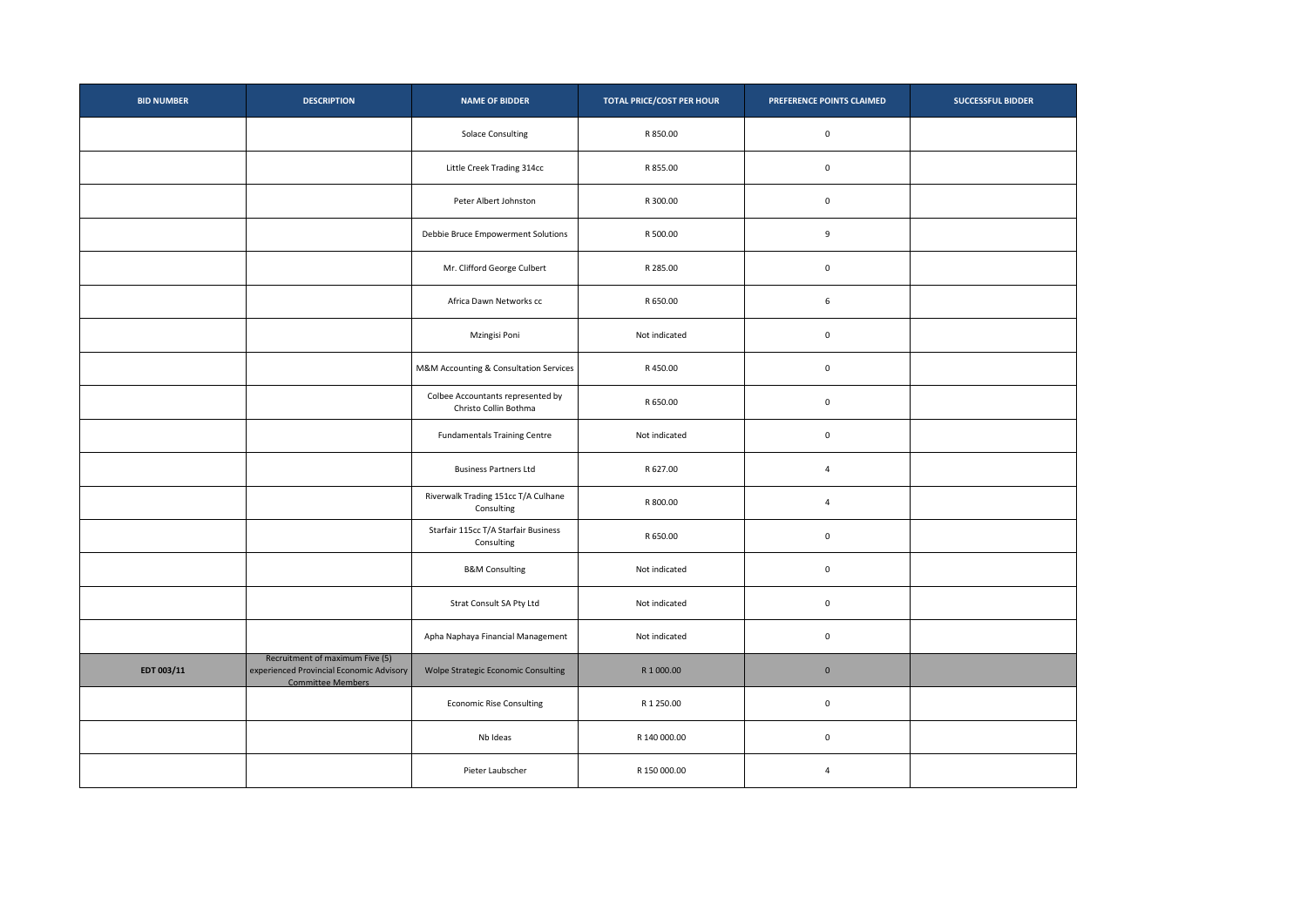| BID NUMBER | DESCRIPTION | NAME OF BIDDER | TOTAL PRICE/COST PER HOUR | PREFERENCE POINTS CLAIMED | SUCCESSFUL BIDDER |
|---|---|---|---|---|---|
| | | Solace Consulting | R 850.00 | 0 | |
| | | Little Creek Trading 314cc | R 855.00 | 0 | |
| | | Peter Albert Johnston | R 300.00 | 0 | |
| | | Debbie Bruce Empowerment Solutions | R 500.00 | 9 | |
| | | Mr. Clifford George Culbert | R 285.00 | 0 | |
| | | Africa Dawn Networks cc | R 650.00 | 6 | |
| | | Mzingisi Poni | Not indicated | 0 | |
| | | M&M Accounting & Consultation Services | R 450.00 | 0 | |
| | | Colbee Accountants represented by Christo Collin Bothma | R 650.00 | 0 | |
| | | Fundamentals Training Centre | Not indicated | 0 | |
| | | Business Partners Ltd | R 627.00 | 4 | |
| | | Riverwalk Trading 151cc T/A Culhane Consulting | R 800.00 | 4 | |
| | | Starfair 115cc T/A Starfair Business Consulting | R 650.00 | 0 | |
| | | B&M Consulting | Not indicated | 0 | |
| | | Strat Consult SA Pty Ltd | Not indicated | 0 | |
| | | Apha Naphaya Financial Management | Not indicated | 0 | |
| EDT 003/11 | Recruitment of maximum Five (5) experienced Provincial Economic Advisory Committee Members | Wolpe Strategic Economic Consulting | R 1 000.00 | 0 | |
| | | Economic Rise Consulting | R 1 250.00 | 0 | |
| | | Nb Ideas | R 140 000.00 | 0 | |
| | | Pieter Laubscher | R 150 000.00 | 4 | |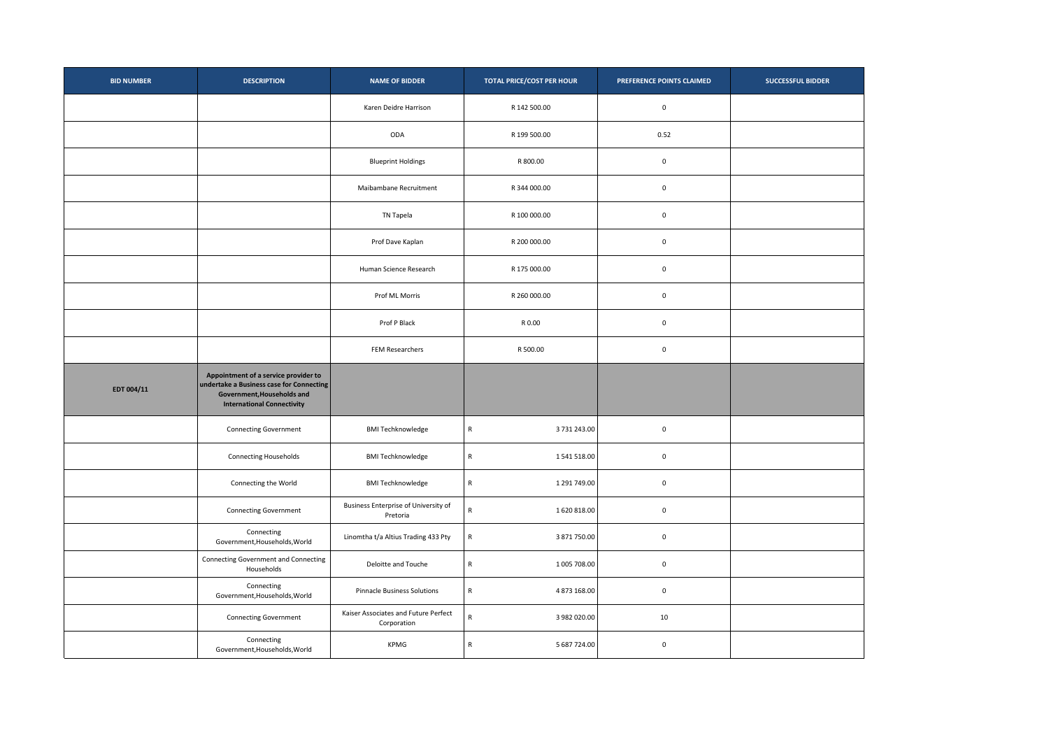| BID NUMBER | DESCRIPTION | NAME OF BIDDER | TOTAL PRICE/COST PER HOUR | PREFERENCE POINTS CLAIMED | SUCCESSFUL BIDDER |
|---|---|---|---|---|---|
| | | Karen Deidre Harrison | R 142 500.00 | 0 | |
| | | ODA | R 199 500.00 | 0.52 | |
| | | Blueprint Holdings | R 800.00 | 0 | |
| | | Maibambane Recruitment | R 344 000.00 | 0 | |
| | | TN Tapela | R 100 000.00 | 0 | |
| | | Prof Dave Kaplan | R 200 000.00 | 0 | |
| | | Human Science Research | R 175 000.00 | 0 | |
| | | Prof ML Morris | R 260 000.00 | 0 | |
| | | Prof P Black | R 0.00 | 0 | |
| | | FEM Researchers | R 500.00 | 0 | |
| **EDT 004/11** | **Appointment of a service provider to undertake a Business case for Connecting Government,Households and International Connectivity** | | | | |
| | Connecting Government | BMI Techknowledge | R 3 731 243.00 | 0 | |
| | Connecting Households | BMI Techknowledge | R 1 541 518.00 | 0 | |
| | Connecting the World | BMI Techknowledge | R 1 291 749.00 | 0 | |
| | Connecting Government | Business Enterprise of University of Pretoria | R 1 620 818.00 | 0 | |
| | Connecting Government,Households,World | Linomtha t/a Altius Trading 433 Pty | R 3 871 750.00 | 0 | |
| | Connecting Government and Connecting Households | Deloitte and Touche | R 1 005 708.00 | 0 | |
| | Connecting Government,Households,World | Pinnacle Business Solutions | R 4 873 168.00 | 0 | |
| | Connecting Government | Kaiser Associates and Future Perfect Corporation | R 3 982 020.00 | 10 | |
| | Connecting Government,Households,World | KPMG | R 5 687 724.00 | 0 | |